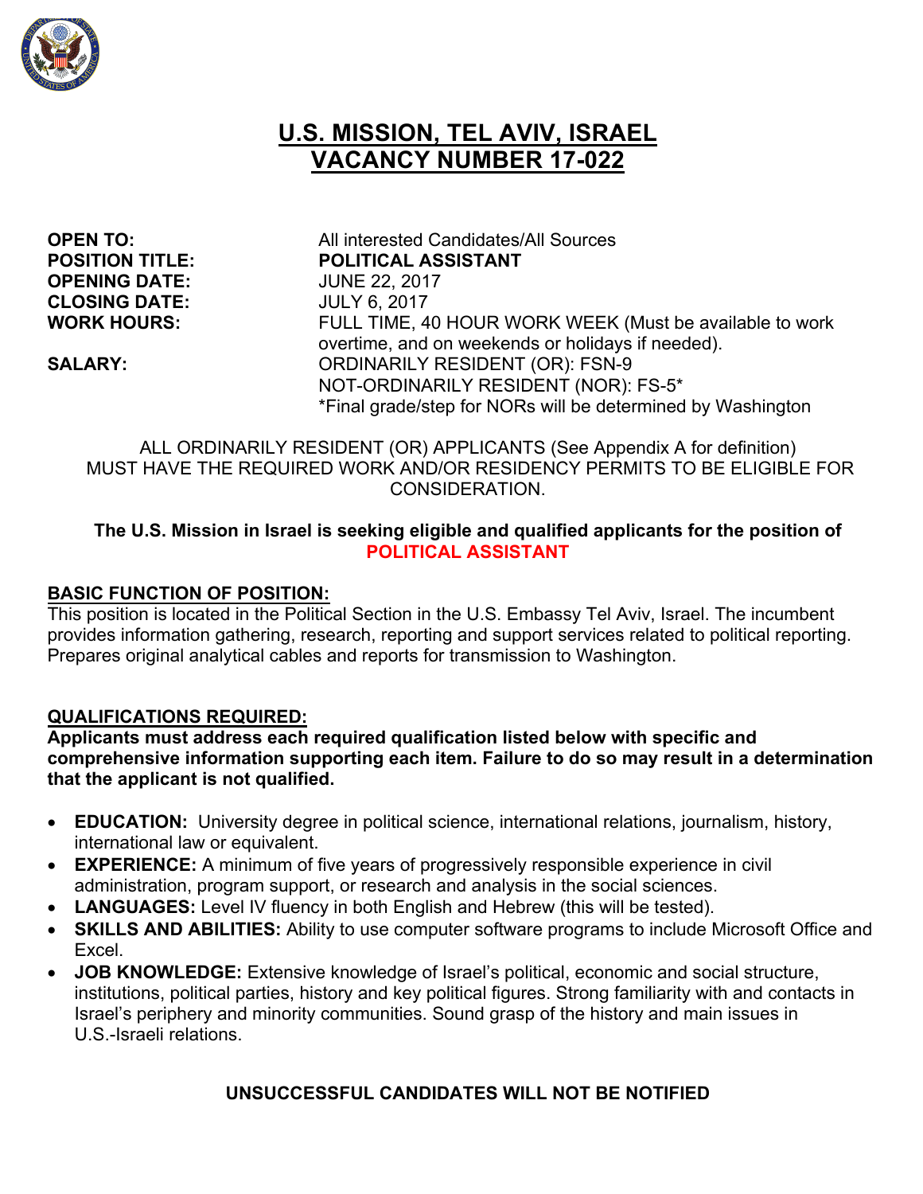# U.S. MISSION, TEL AVIV, ISRAEL
# VACANCY NUMBER 17-022

| | |
|---|---|
| **OPEN TO:** | All interested Candidates/All Sources |
| **POSITION TITLE:** | **POLITICAL ASSISTANT** |
| **OPENING DATE:** | JUNE 22, 2017 |
| **CLOSING DATE:** | JULY 6, 2017 |
| **WORK HOURS:** | FULL TIME, 40 HOUR WORK WEEK (Must be available to work overtime, and on weekends or holidays if needed). |
| **SALARY:** | ORDINARILY RESIDENT (OR): FSN-9<br>NOT-ORDINARILY RESIDENT (NOR): FS-5*<br>*Final grade/step for NORs will be determined by Washington |

ALL ORDINARILY RESIDENT (OR) APPLICANTS (See Appendix A for definition) MUST HAVE THE REQUIRED WORK AND/OR RESIDENCY PERMITS TO BE ELIGIBLE FOR CONSIDERATION.

**The U.S. Mission in Israel is seeking eligible and qualified applicants for the position of POLITICAL ASSISTANT**

## BASIC FUNCTION OF POSITION:

This position is located in the Political Section in the U.S. Embassy Tel Aviv, Israel. The incumbent provides information gathering, research, reporting and support services related to political reporting. Prepares original analytical cables and reports for transmission to Washington.

## QUALIFICATIONS REQUIRED:

**Applicants must address each required qualification listed below with specific and comprehensive information supporting each item. Failure to do so may result in a determination that the applicant is not qualified.**

- **EDUCATION:** University degree in political science, international relations, journalism, history, international law or equivalent.
- **EXPERIENCE:** A minimum of five years of progressively responsible experience in civil administration, program support, or research and analysis in the social sciences.
- **LANGUAGES:** Level IV fluency in both English and Hebrew (this will be tested).
- **SKILLS AND ABILITIES:** Ability to use computer software programs to include Microsoft Office and Excel.
- **JOB KNOWLEDGE:** Extensive knowledge of Israel's political, economic and social structure, institutions, political parties, history and key political figures. Strong familiarity with and contacts in Israel's periphery and minority communities. Sound grasp of the history and main issues in U.S.-Israeli relations.

**UNSUCCESSFUL CANDIDATES WILL NOT BE NOTIFIED**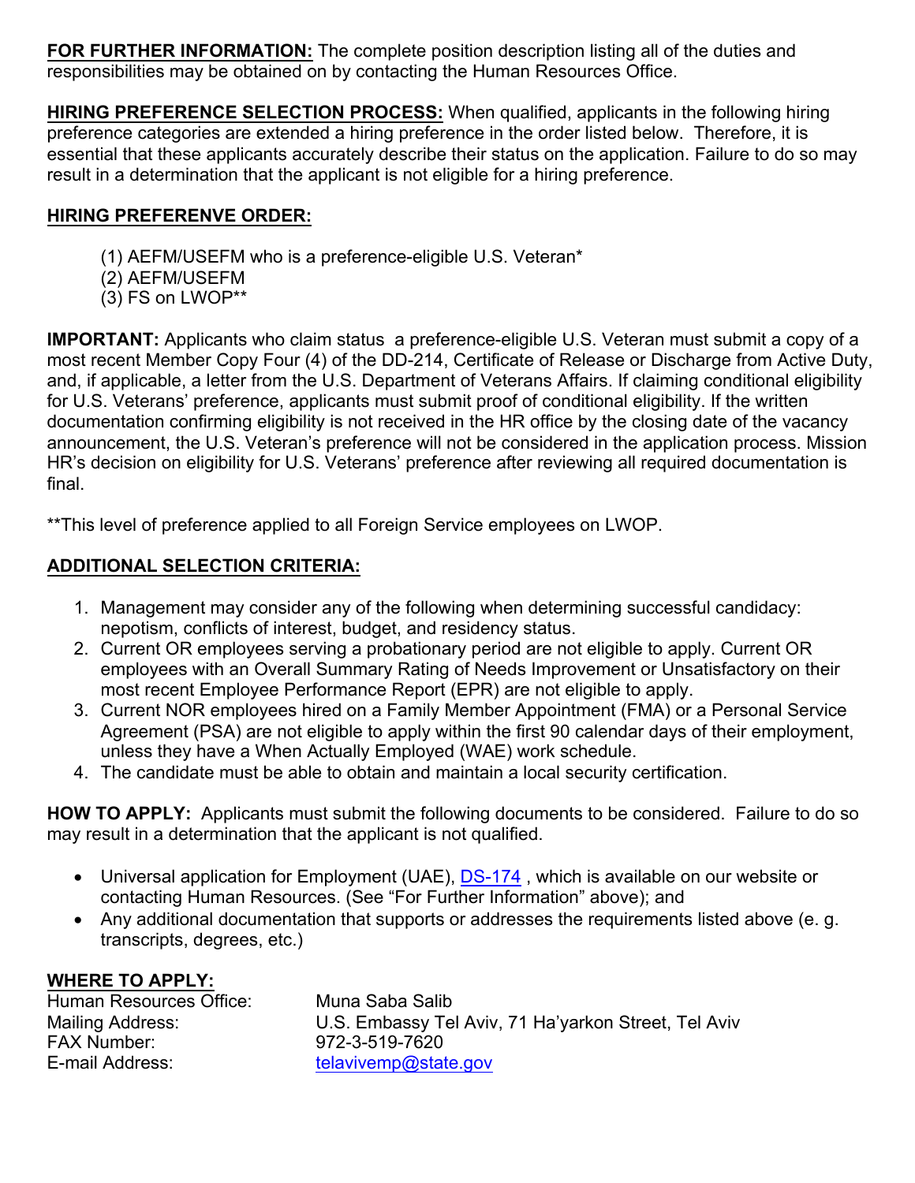**FOR FURTHER INFORMATION:** The complete position description listing all of the duties and responsibilities may be obtained on by contacting the Human Resources Office.

**HIRING PREFERENCE SELECTION PROCESS:** When qualified, applicants in the following hiring preference categories are extended a hiring preference in the order listed below. Therefore, it is essential that these applicants accurately describe their status on the application. Failure to do so may result in a determination that the applicant is not eligible for a hiring preference.

**HIRING PREFERENVE ORDER:**

(1) AEFM/USEFM who is a preference-eligible U.S. Veteran*
(2) AEFM/USEFM
(3) FS on LWOP**

**IMPORTANT:** Applicants who claim status a preference-eligible U.S. Veteran must submit a copy of a most recent Member Copy Four (4) of the DD-214, Certificate of Release or Discharge from Active Duty, and, if applicable, a letter from the U.S. Department of Veterans Affairs. If claiming conditional eligibility for U.S. Veterans' preference, applicants must submit proof of conditional eligibility. If the written documentation confirming eligibility is not received in the HR office by the closing date of the vacancy announcement, the U.S. Veteran's preference will not be considered in the application process. Mission HR's decision on eligibility for U.S. Veterans' preference after reviewing all required documentation is final.

**This level of preference applied to all Foreign Service employees on LWOP.

**ADDITIONAL SELECTION CRITERIA:**

1. Management may consider any of the following when determining successful candidacy: nepotism, conflicts of interest, budget, and residency status.
2. Current OR employees serving a probationary period are not eligible to apply. Current OR employees with an Overall Summary Rating of Needs Improvement or Unsatisfactory on their most recent Employee Performance Report (EPR) are not eligible to apply.
3. Current NOR employees hired on a Family Member Appointment (FMA) or a Personal Service Agreement (PSA) are not eligible to apply within the first 90 calendar days of their employment, unless they have a When Actually Employed (WAE) work schedule.
4. The candidate must be able to obtain and maintain a local security certification.

**HOW TO APPLY:** Applicants must submit the following documents to be considered. Failure to do so may result in a determination that the applicant is not qualified.

- Universal application for Employment (UAE), DS-174 , which is available on our website or contacting Human Resources. (See "For Further Information" above); and
- Any additional documentation that supports or addresses the requirements listed above (e. g. transcripts, degrees, etc.)

**WHERE TO APPLY:**

Human Resources Office: Muna Saba Salib
Mailing Address: U.S. Embassy Tel Aviv, 71 Ha'yarkon Street, Tel Aviv
FAX Number: 972-3-519-7620
E-mail Address: telavivemp@state.gov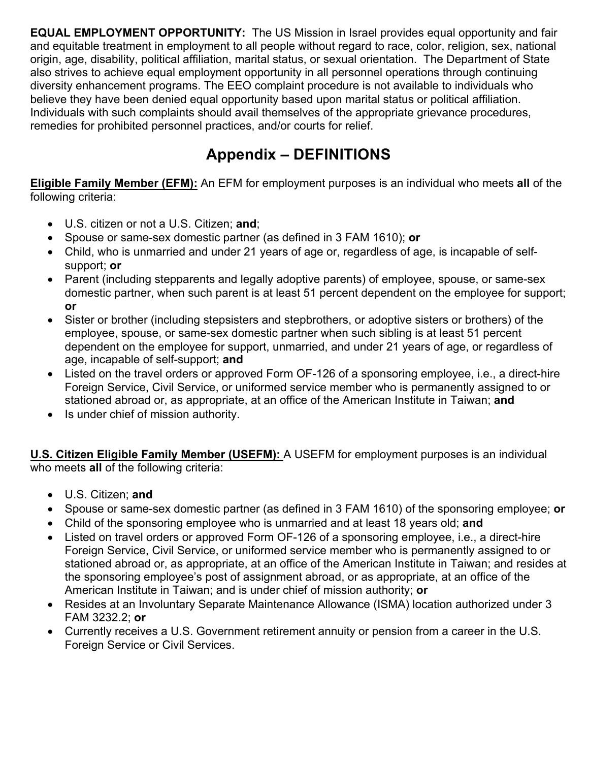**EQUAL EMPLOYMENT OPPORTUNITY:** The US Mission in Israel provides equal opportunity and fair and equitable treatment in employment to all people without regard to race, color, religion, sex, national origin, age, disability, political affiliation, marital status, or sexual orientation. The Department of State also strives to achieve equal employment opportunity in all personnel operations through continuing diversity enhancement programs. The EEO complaint procedure is not available to individuals who believe they have been denied equal opportunity based upon marital status or political affiliation. Individuals with such complaints should avail themselves of the appropriate grievance procedures, remedies for prohibited personnel practices, and/or courts for relief.

# Appendix – DEFINITIONS

**Eligible Family Member (EFM):** An EFM for employment purposes is an individual who meets **all** of the following criteria:

- U.S. citizen or not a U.S. Citizen; **and**;
- Spouse or same-sex domestic partner (as defined in 3 FAM 1610); **or**
- Child, who is unmarried and under 21 years of age or, regardless of age, is incapable of self-support; **or**
- Parent (including stepparents and legally adoptive parents) of employee, spouse, or same-sex domestic partner, when such parent is at least 51 percent dependent on the employee for support; **or**
- Sister or brother (including stepsisters and stepbrothers, or adoptive sisters or brothers) of the employee, spouse, or same-sex domestic partner when such sibling is at least 51 percent dependent on the employee for support, unmarried, and under 21 years of age, or regardless of age, incapable of self-support; **and**
- Listed on the travel orders or approved Form OF-126 of a sponsoring employee, i.e., a direct-hire Foreign Service, Civil Service, or uniformed service member who is permanently assigned to or stationed abroad or, as appropriate, at an office of the American Institute in Taiwan; **and**
- Is under chief of mission authority.

**U.S. Citizen Eligible Family Member (USEFM):** A USEFM for employment purposes is an individual who meets **all** of the following criteria:

- U.S. Citizen; **and**
- Spouse or same-sex domestic partner (as defined in 3 FAM 1610) of the sponsoring employee; **or**
- Child of the sponsoring employee who is unmarried and at least 18 years old; **and**
- Listed on travel orders or approved Form OF-126 of a sponsoring employee, i.e., a direct-hire Foreign Service, Civil Service, or uniformed service member who is permanently assigned to or stationed abroad or, as appropriate, at an office of the American Institute in Taiwan; and resides at the sponsoring employee's post of assignment abroad, or as appropriate, at an office of the American Institute in Taiwan; and is under chief of mission authority; **or**
- Resides at an Involuntary Separate Maintenance Allowance (ISMA) location authorized under 3 FAM 3232.2; **or**
- Currently receives a U.S. Government retirement annuity or pension from a career in the U.S. Foreign Service or Civil Services.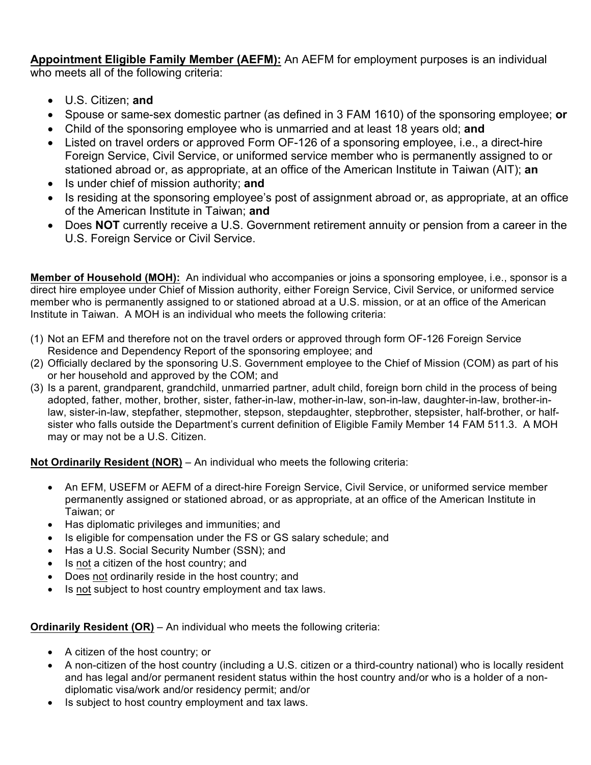**Appointment Eligible Family Member (AEFM):** An AEFM for employment purposes is an individual who meets all of the following criteria:

- U.S. Citizen; **and**
- Spouse or same-sex domestic partner (as defined in 3 FAM 1610) of the sponsoring employee; **or**
- Child of the sponsoring employee who is unmarried and at least 18 years old; **and**
- Listed on travel orders or approved Form OF-126 of a sponsoring employee, i.e., a direct-hire Foreign Service, Civil Service, or uniformed service member who is permanently assigned to or stationed abroad or, as appropriate, at an office of the American Institute in Taiwan (AIT); **an**
- Is under chief of mission authority; **and**
- Is residing at the sponsoring employee's post of assignment abroad or, as appropriate, at an office of the American Institute in Taiwan; **and**
- Does **NOT** currently receive a U.S. Government retirement annuity or pension from a career in the U.S. Foreign Service or Civil Service.

**Member of Household (MOH):** An individual who accompanies or joins a sponsoring employee, i.e., sponsor is a direct hire employee under Chief of Mission authority, either Foreign Service, Civil Service, or uniformed service member who is permanently assigned to or stationed abroad at a U.S. mission, or at an office of the American Institute in Taiwan. A MOH is an individual who meets the following criteria:

(1) Not an EFM and therefore not on the travel orders or approved through form OF-126 Foreign Service Residence and Dependency Report of the sponsoring employee; and
(2) Officially declared by the sponsoring U.S. Government employee to the Chief of Mission (COM) as part of his or her household and approved by the COM; and
(3) Is a parent, grandparent, grandchild, unmarried partner, adult child, foreign born child in the process of being adopted, father, mother, brother, sister, father-in-law, mother-in-law, son-in-law, daughter-in-law, brother-in-law, sister-in-law, stepfather, stepmother, stepson, stepdaughter, stepbrother, stepsister, half-brother, or half-sister who falls outside the Department's current definition of Eligible Family Member 14 FAM 511.3. A MOH may or may not be a U.S. Citizen.

**Not Ordinarily Resident (NOR)** – An individual who meets the following criteria:

- An EFM, USEFM or AEFM of a direct-hire Foreign Service, Civil Service, or uniformed service member permanently assigned or stationed abroad, or as appropriate, at an office of the American Institute in Taiwan; or
- Has diplomatic privileges and immunities; and
- Is eligible for compensation under the FS or GS salary schedule; and
- Has a U.S. Social Security Number (SSN); and
- Is not a citizen of the host country; and
- Does not ordinarily reside in the host country; and
- Is not subject to host country employment and tax laws.

**Ordinarily Resident (OR)** – An individual who meets the following criteria:

- A citizen of the host country; or
- A non-citizen of the host country (including a U.S. citizen or a third-country national) who is locally resident and has legal and/or permanent resident status within the host country and/or who is a holder of a non-diplomatic visa/work and/or residency permit; and/or
- Is subject to host country employment and tax laws.